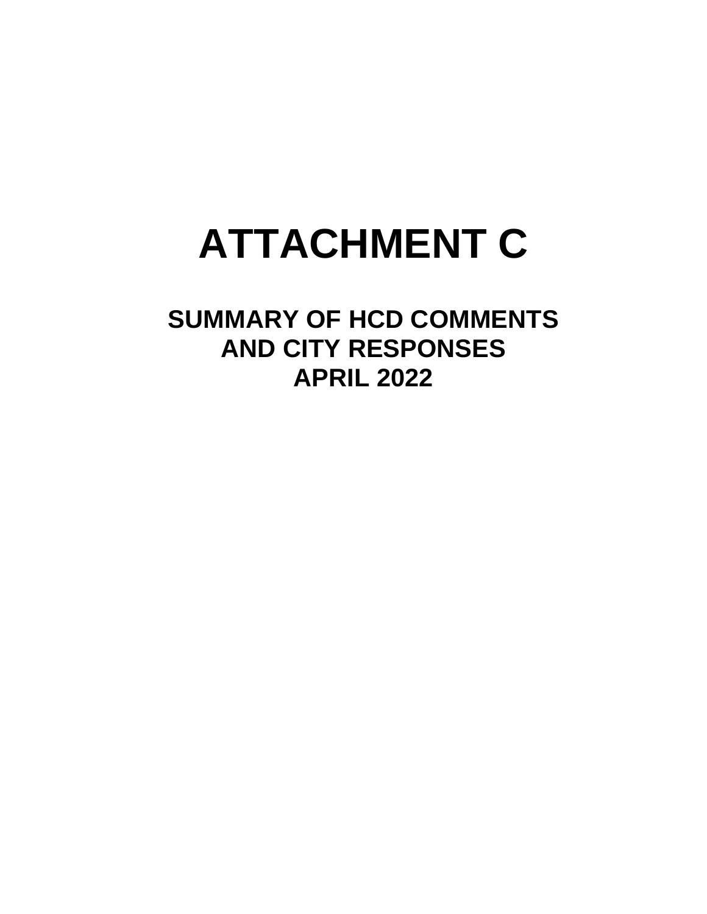# ATTACHMENT C

## SUMMARY OF HCD COMMENTS AND CITY RESPONSES APRIL 2022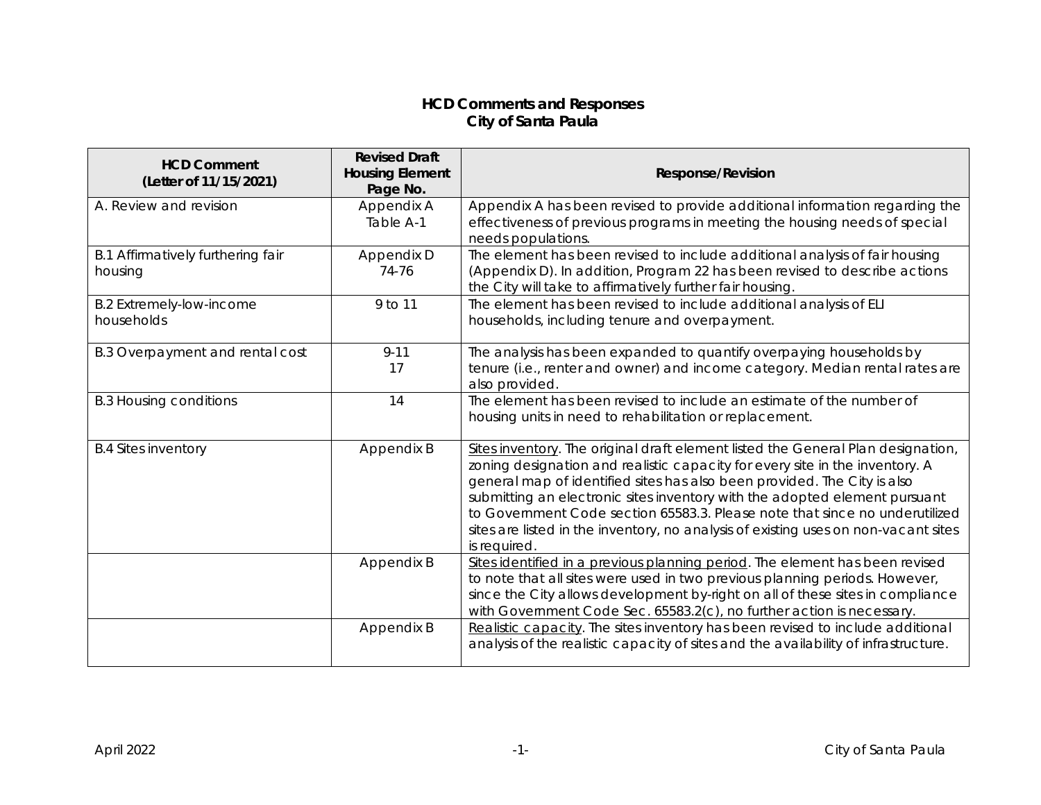**HCD Comments and Responses**
**City of Santa Paula**

| HCD Comment (Letter of 11/15/2021) | Revised Draft Housing Element Page No. | Response/Revision |
| --- | --- | --- |
| A. Review and revision | Appendix A Table A-1 | Appendix A has been revised to provide additional information regarding the effectiveness of previous programs in meeting the housing needs of special needs populations. |
| B.1 Affirmatively furthering fair housing | Appendix D 74-76 | The element has been revised to include additional analysis of fair housing (Appendix D). In addition, Program 22 has been revised to describe actions the City will take to affirmatively further fair housing. |
| B.2 Extremely-low-income households | 9 to 11 | The element has been revised to include additional analysis of ELI households, including tenure and overpayment. |
| B.3 Overpayment and rental cost | 9-11<br>17 | The analysis has been expanded to quantify overpaying households by tenure (i.e., renter and owner) and income category. Median rental rates are also provided. |
| B.3 Housing conditions | 14 | The element has been revised to include an estimate of the number of housing units in need to rehabilitation or replacement. |
| B.4 Sites inventory | Appendix B | Sites inventory. The original draft element listed the General Plan designation, zoning designation and realistic capacity for every site in the inventory. A general map of identified sites has also been provided. The City is also submitting an electronic sites inventory with the adopted element pursuant to Government Code section 65583.3. Please note that since no underutilized sites are listed in the inventory, no analysis of existing uses on non-vacant sites is required. |
| | Appendix B | Sites identified in a previous planning period. The element has been revised to note that all sites were used in two previous planning periods. However, since the City allows development by-right on all of these sites in compliance with Government Code Sec. 65583.2(c), no further action is necessary. |
| | Appendix B | Realistic capacity. The sites inventory has been revised to include additional analysis of the realistic capacity of sites and the availability of infrastructure. |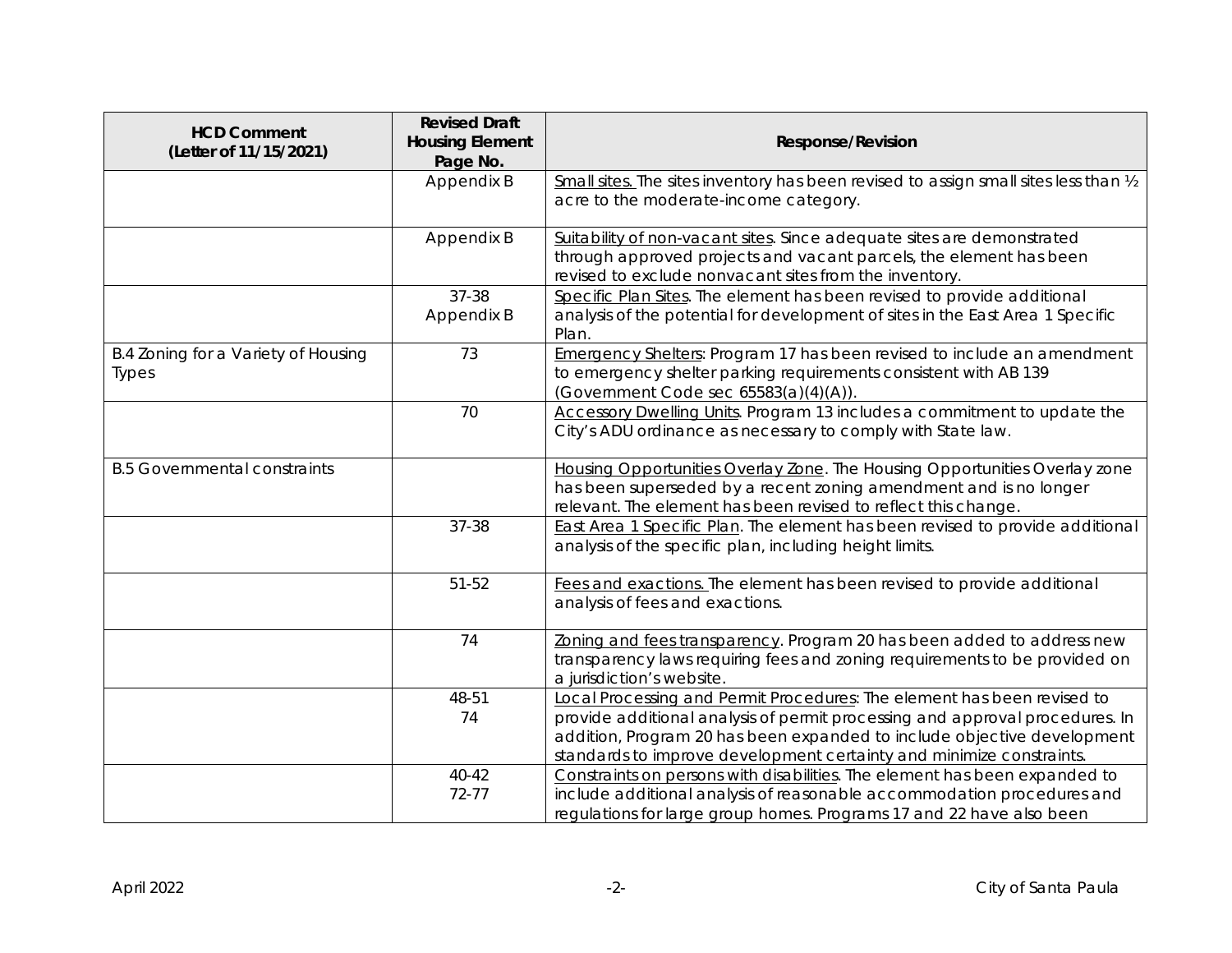| HCD Comment (Letter of 11/15/2021) | Revised Draft Housing Element Page No. | Response/Revision |
|---|---|---|
| | Appendix B | Small sites. The sites inventory has been revised to assign small sites less than ½ acre to the moderate-income category. |
| | Appendix B | Suitability of non-vacant sites. Since adequate sites are demonstrated through approved projects and vacant parcels, the element has been revised to exclude nonvacant sites from the inventory. |
| | 37-38 Appendix B | Specific Plan Sites. The element has been revised to provide additional analysis of the potential for development of sites in the East Area 1 Specific Plan. |
| B.4 Zoning for a Variety of Housing Types | 73 | Emergency Shelters: Program 17 has been revised to include an amendment to emergency shelter parking requirements consistent with AB 139 (Government Code sec 65583(a)(4)(A)). |
| | 70 | Accessory Dwelling Units. Program 13 includes a commitment to update the City's ADU ordinance as necessary to comply with State law. |
| B.5 Governmental constraints | | Housing Opportunities Overlay Zone. The Housing Opportunities Overlay zone has been superseded by a recent zoning amendment and is no longer relevant. The element has been revised to reflect this change. |
| | 37-38 | East Area 1 Specific Plan. The element has been revised to provide additional analysis of the specific plan, including height limits. |
| | 51-52 | Fees and exactions. The element has been revised to provide additional analysis of fees and exactions. |
| | 74 | Zoning and fees transparency. Program 20 has been added to address new transparency laws requiring fees and zoning requirements to be provided on a jurisdiction's website. |
| | 48-51 74 | Local Processing and Permit Procedures: The element has been revised to provide additional analysis of permit processing and approval procedures. In addition, Program 20 has been expanded to include objective development standards to improve development certainty and minimize constraints. |
| | 40-42 72-77 | Constraints on persons with disabilities. The element has been expanded to include additional analysis of reasonable accommodation procedures and regulations for large group homes. Programs 17 and 22 have also been |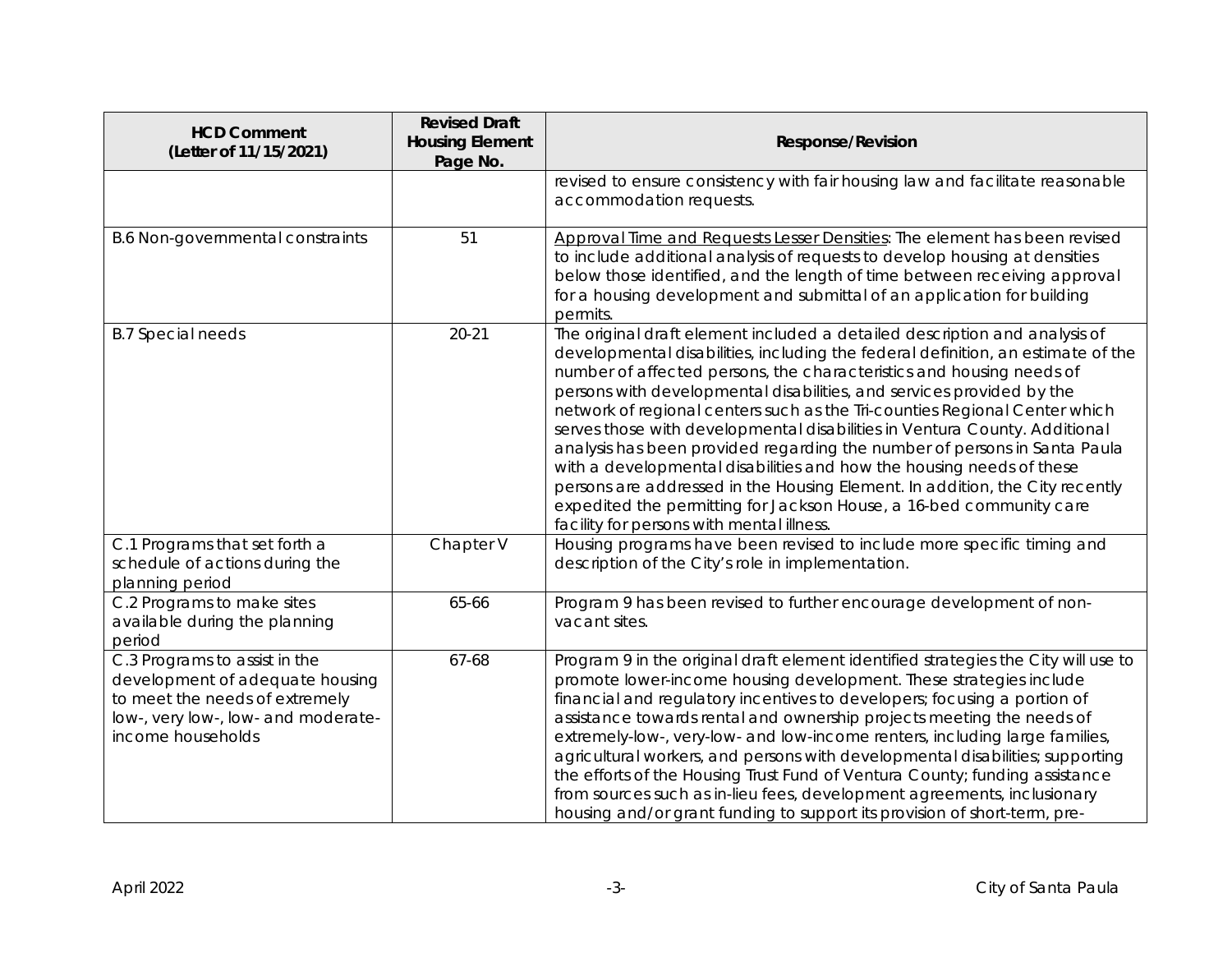| HCD Comment (Letter of 11/15/2021) | Revised Draft Housing Element Page No. | Response/Revision |
|---|---|---|
| | | revised to ensure consistency with fair housing law and facilitate reasonable accommodation requests. |
| B.6 Non-governmental constraints | 51 | Approval Time and Requests Lesser Densities: The element has been revised to include additional analysis of requests to develop housing at densities below those identified, and the length of time between receiving approval for a housing development and submittal of an application for building permits. |
| B.7 Special needs | 20-21 | The original draft element included a detailed description and analysis of developmental disabilities, including the federal definition, an estimate of the number of affected persons, the characteristics and housing needs of persons with developmental disabilities, and services provided by the network of regional centers such as the Tri-counties Regional Center which serves those with developmental disabilities in Ventura County. Additional analysis has been provided regarding the number of persons in Santa Paula with a developmental disabilities and how the housing needs of these persons are addressed in the Housing Element. In addition, the City recently expedited the permitting for Jackson House, a 16-bed community care facility for persons with mental illness. |
| C.1 Programs that set forth a schedule of actions during the planning period | Chapter V | Housing programs have been revised to include more specific timing and description of the City's role in implementation. |
| C.2 Programs to make sites available during the planning period | 65-66 | Program 9 has been revised to further encourage development of non-vacant sites. |
| C.3 Programs to assist in the development of adequate housing to meet the needs of extremely low-, very low-, low- and moderate-income households | 67-68 | Program 9 in the original draft element identified strategies the City will use to promote lower-income housing development. These strategies include financial and regulatory incentives to developers; focusing a portion of assistance towards rental and ownership projects meeting the needs of extremely-low-, very-low- and low-income renters, including large families, agricultural workers, and persons with developmental disabilities; supporting the efforts of the Housing Trust Fund of Ventura County; funding assistance from sources such as in-lieu fees, development agreements, inclusionary housing and/or grant funding to support its provision of short-term, pre- |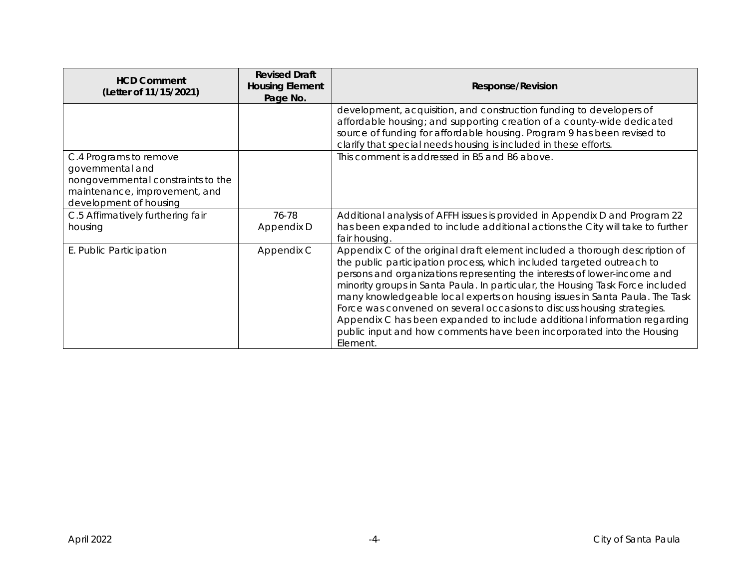| HCD Comment (Letter of 11/15/2021) | Revised Draft Housing Element Page No. | Response/Revision |
|---|---|---|
| | | development, acquisition, and construction funding to developers of affordable housing; and supporting creation of a county-wide dedicated source of funding for affordable housing. Program 9 has been revised to clarify that special needs housing is included in these efforts. |
| C.4 Programs to remove governmental and nongovernmental constraints to the maintenance, improvement, and development of housing | | This comment is addressed in B5 and B6 above. |
| C.5 Affirmatively furthering fair housing | 76-78 Appendix D | Additional analysis of AFFH issues is provided in Appendix D and Program 22 has been expanded to include additional actions the City will take to further fair housing. |
| E. Public Participation | Appendix C | Appendix C of the original draft element included a thorough description of the public participation process, which included targeted outreach to persons and organizations representing the interests of lower-income and minority groups in Santa Paula. In particular, the Housing Task Force included many knowledgeable local experts on housing issues in Santa Paula. The Task Force was convened on several occasions to discuss housing strategies. Appendix C has been expanded to include additional information regarding public input and how comments have been incorporated into the Housing Element. |